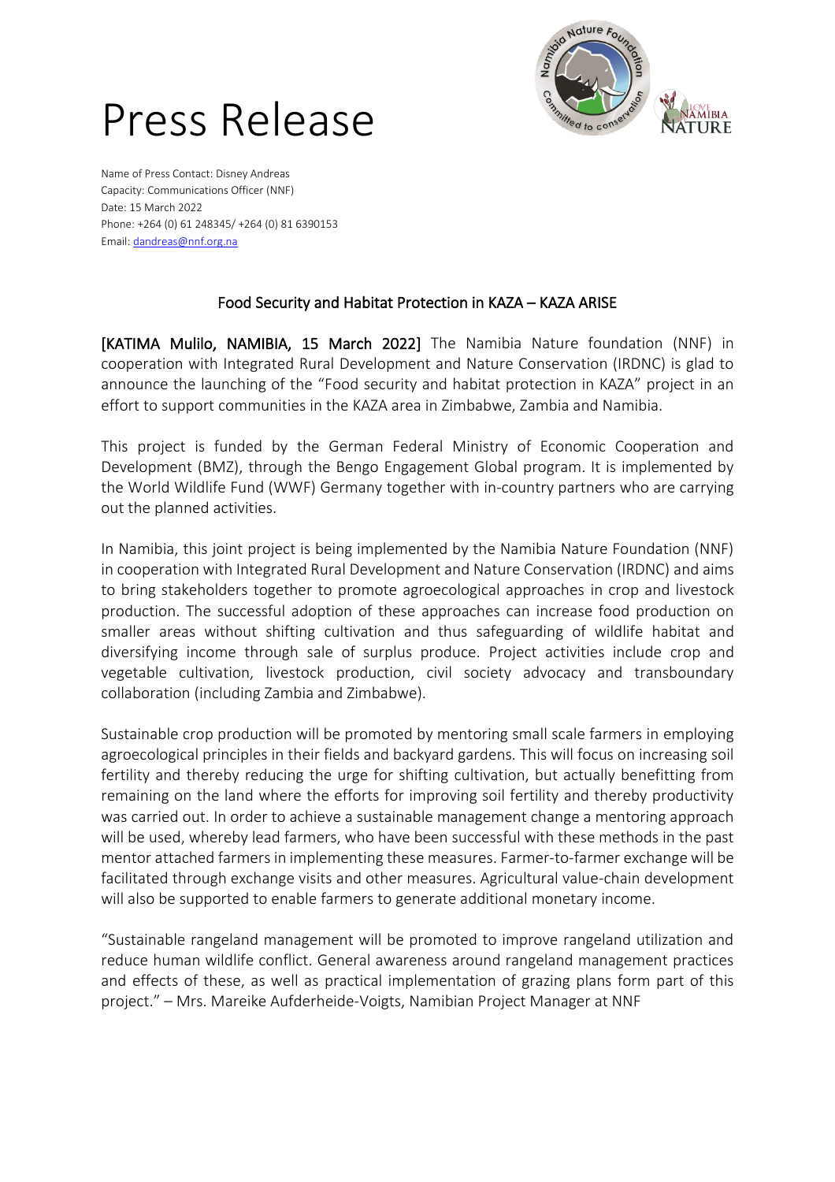# Press Release

Name of Press Contact: Disney Andreas
Capacity: Communications Officer (NNF)
Date: 15 March 2022
Phone: +264 (0) 61 248345/ +264 (0) 81 6390153
Email: dandreas@nnf.org.na

## Food Security and Habitat Protection in KAZA – KAZA ARISE

[KATIMA Mulilo, NAMIBIA, 15 March 2022] The Namibia Nature foundation (NNF) in cooperation with Integrated Rural Development and Nature Conservation (IRDNC) is glad to announce the launching of the "Food security and habitat protection in KAZA" project in an effort to support communities in the KAZA area in Zimbabwe, Zambia and Namibia.

This project is funded by the German Federal Ministry of Economic Cooperation and Development (BMZ), through the Bengo Engagement Global program. It is implemented by the World Wildlife Fund (WWF) Germany together with in-country partners who are carrying out the planned activities.

In Namibia, this joint project is being implemented by the Namibia Nature Foundation (NNF) in cooperation with Integrated Rural Development and Nature Conservation (IRDNC) and aims to bring stakeholders together to promote agroecological approaches in crop and livestock production. The successful adoption of these approaches can increase food production on smaller areas without shifting cultivation and thus safeguarding of wildlife habitat and diversifying income through sale of surplus produce. Project activities include crop and vegetable cultivation, livestock production, civil society advocacy and transboundary collaboration (including Zambia and Zimbabwe).

Sustainable crop production will be promoted by mentoring small scale farmers in employing agroecological principles in their fields and backyard gardens. This will focus on increasing soil fertility and thereby reducing the urge for shifting cultivation, but actually benefitting from remaining on the land where the efforts for improving soil fertility and thereby productivity was carried out. In order to achieve a sustainable management change a mentoring approach will be used, whereby lead farmers, who have been successful with these methods in the past mentor attached farmers in implementing these measures. Farmer-to-farmer exchange will be facilitated through exchange visits and other measures. Agricultural value-chain development will also be supported to enable farmers to generate additional monetary income.

"Sustainable rangeland management will be promoted to improve rangeland utilization and reduce human wildlife conflict. General awareness around rangeland management practices and effects of these, as well as practical implementation of grazing plans form part of this project." – Mrs. Mareike Aufderheide-Voigts, Namibian Project Manager at NNF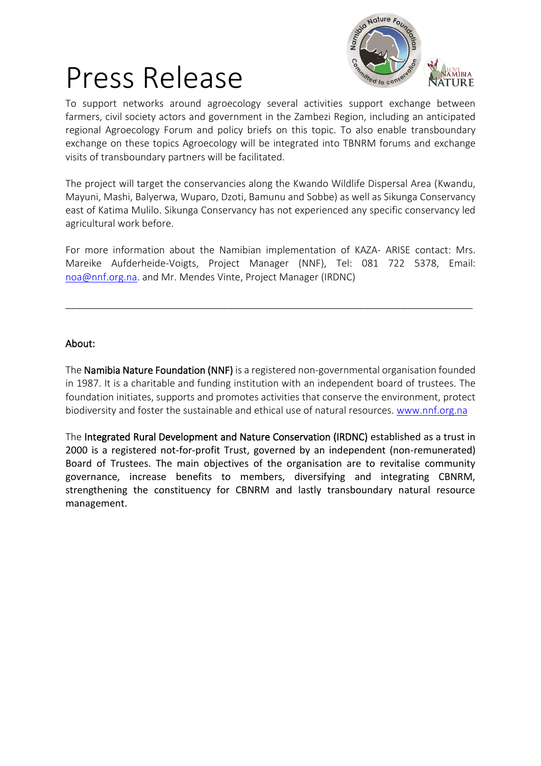# Press Release

To support networks around agroecology several activities support exchange between farmers, civil society actors and government in the Zambezi Region, including an anticipated regional Agroecology Forum and policy briefs on this topic. To also enable transboundary exchange on these topics Agroecology will be integrated into TBNRM forums and exchange visits of transboundary partners will be facilitated.

The project will target the conservancies along the Kwando Wildlife Dispersal Area (Kwandu, Mayuni, Mashi, Balyerwa, Wuparo, Dzoti, Bamunu and Sobbe) as well as Sikunga Conservancy east of Katima Mulilo. Sikunga Conservancy has not experienced any specific conservancy led agricultural work before.

For more information about the Namibian implementation of KAZA- ARISE contact: Mrs. Mareike Aufderheide-Voigts, Project Manager (NNF), Tel: 081 722 5378, Email: noa@nnf.org.na. and Mr. Mendes Vinte, Project Manager (IRDNC)

---

About:

The **Namibia Nature Foundation (NNF)** is a registered non-governmental organisation founded in 1987. It is a charitable and funding institution with an independent board of trustees. The foundation initiates, supports and promotes activities that conserve the environment, protect biodiversity and foster the sustainable and ethical use of natural resources. www.nnf.org.na

The **Integrated Rural Development and Nature Conservation (IRDNC)** established as a trust in 2000 is a registered not-for-profit Trust, governed by an independent (non-remunerated) Board of Trustees. The main objectives of the organisation are to revitalise community governance, increase benefits to members, diversifying and integrating CBNRM, strengthening the constituency for CBNRM and lastly transboundary natural resource management.